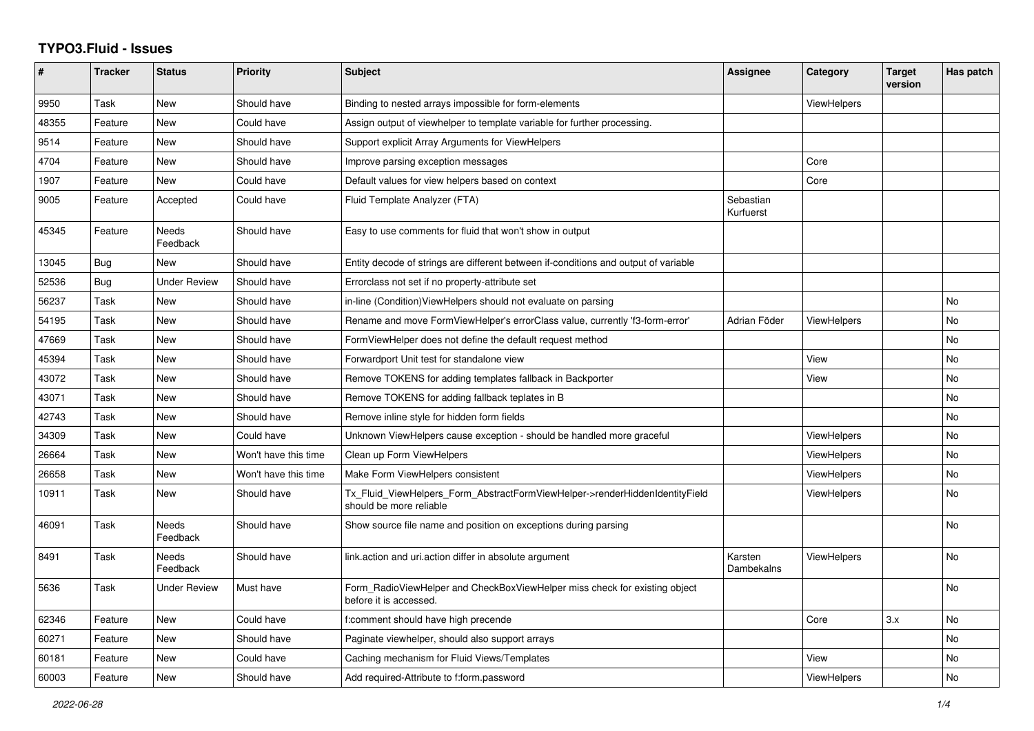# TYPO3.Fluid - Issues

| # | Tracker | Status | Priority | Subject | Assignee | Category | Target version | Has patch |
|---|---|---|---|---|---|---|---|---|
| 9950 | Task | New | Should have | Binding to nested arrays impossible for form-elements | | ViewHelpers | | |
| 48355 | Feature | New | Could have | Assign output of viewhelper to template variable for further processing. | | | | |
| 9514 | Feature | New | Should have | Support explicit Array Arguments for ViewHelpers | | | | |
| 4704 | Feature | New | Should have | Improve parsing exception messages | | Core | | |
| 1907 | Feature | New | Could have | Default values for view helpers based on context | | Core | | |
| 9005 | Feature | Accepted | Could have | Fluid Template Analyzer (FTA) | Sebastian Kurfuerst | | | |
| 45345 | Feature | Needs Feedback | Should have | Easy to use comments for fluid that won't show in output | | | | |
| 13045 | Bug | New | Should have | Entity decode of strings are different between if-conditions and output of variable | | | | |
| 52536 | Bug | Under Review | Should have | Errorclass not set if no property-attribute set | | | | |
| 56237 | Task | New | Should have | in-line (Condition)ViewHelpers should not evaluate on parsing | | | | No |
| 54195 | Task | New | Should have | Rename and move FormViewHelper's errorClass value, currently 'f3-form-error' | Adrian Föder | ViewHelpers | | No |
| 47669 | Task | New | Should have | FormViewHelper does not define the default request method | | | | No |
| 45394 | Task | New | Should have | Forwardport Unit test for standalone view | | View | | No |
| 43072 | Task | New | Should have | Remove TOKENS for adding templates fallback in Backporter | | View | | No |
| 43071 | Task | New | Should have | Remove TOKENS for adding fallback teplates in B | | | | No |
| 42743 | Task | New | Should have | Remove inline style for hidden form fields | | | | No |
| 34309 | Task | New | Could have | Unknown ViewHelpers cause exception - should be handled more graceful | | ViewHelpers | | No |
| 26664 | Task | New | Won't have this time | Clean up Form ViewHelpers | | ViewHelpers | | No |
| 26658 | Task | New | Won't have this time | Make Form ViewHelpers consistent | | ViewHelpers | | No |
| 10911 | Task | New | Should have | Tx_Fluid_ViewHelpers_Form_AbstractFormViewHelper->renderHiddenIdentityField should be more reliable | | ViewHelpers | | No |
| 46091 | Task | Needs Feedback | Should have | Show source file name and position on exceptions during parsing | | | | No |
| 8491 | Task | Needs Feedback | Should have | link.action and uri.action differ in absolute argument | Karsten Dambekalns | ViewHelpers | | No |
| 5636 | Task | Under Review | Must have | Form_RadioViewHelper and CheckBoxViewHelper miss check for existing object before it is accessed. | | | | No |
| 62346 | Feature | New | Could have | f:comment should have high precende | | Core | 3.x | No |
| 60271 | Feature | New | Should have | Paginate viewhelper, should also support arrays | | | | No |
| 60181 | Feature | New | Could have | Caching mechanism for Fluid Views/Templates | | View | | No |
| 60003 | Feature | New | Should have | Add required-Attribute to f:form.password | | ViewHelpers | | No |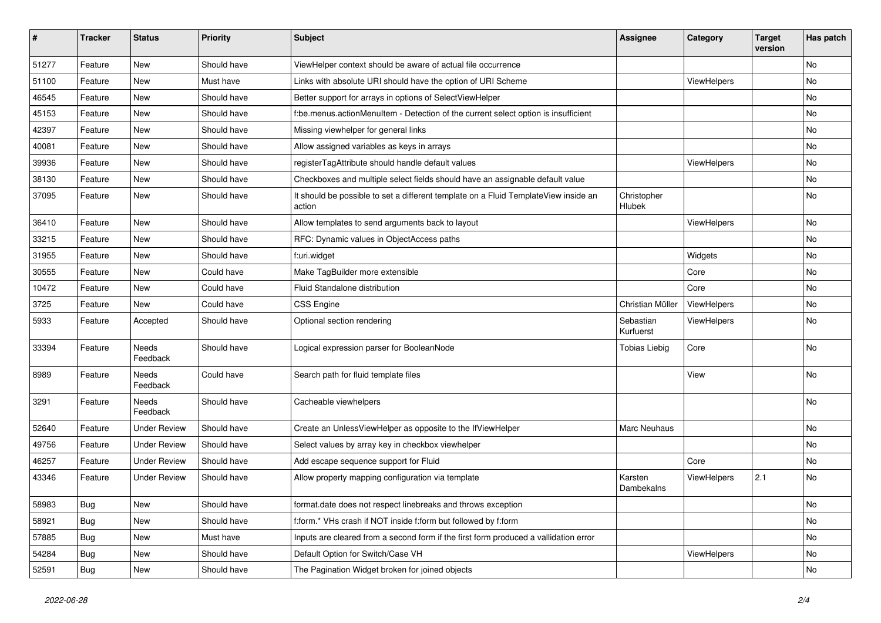| # | Tracker | Status | Priority | Subject | Assignee | Category | Target version | Has patch |
|---|---|---|---|---|---|---|---|---|
| 51277 | Feature | New | Should have | ViewHelper context should be aware of actual file occurrence | | | | No |
| 51100 | Feature | New | Must have | Links with absolute URI should have the option of URI Scheme | | ViewHelpers | | No |
| 46545 | Feature | New | Should have | Better support for arrays in options of SelectViewHelper | | | | No |
| 45153 | Feature | New | Should have | f:be.menus.actionMenuItem - Detection of the current select option is insufficient | | | | No |
| 42397 | Feature | New | Should have | Missing viewhelper for general links | | | | No |
| 40081 | Feature | New | Should have | Allow assigned variables as keys in arrays | | | | No |
| 39936 | Feature | New | Should have | registerTagAttribute should handle default values | | ViewHelpers | | No |
| 38130 | Feature | New | Should have | Checkboxes and multiple select fields should have an assignable default value | | | | No |
| 37095 | Feature | New | Should have | It should be possible to set a different template on a Fluid TemplateView inside an action | Christopher Hlubek | | | No |
| 36410 | Feature | New | Should have | Allow templates to send arguments back to layout | | ViewHelpers | | No |
| 33215 | Feature | New | Should have | RFC: Dynamic values in ObjectAccess paths | | | | No |
| 31955 | Feature | New | Should have | f:uri.widget | | Widgets | | No |
| 30555 | Feature | New | Could have | Make TagBuilder more extensible | | Core | | No |
| 10472 | Feature | New | Could have | Fluid Standalone distribution | | Core | | No |
| 3725 | Feature | New | Could have | CSS Engine | Christian Müller | ViewHelpers | | No |
| 5933 | Feature | Accepted | Should have | Optional section rendering | Sebastian Kurfuerst | ViewHelpers | | No |
| 33394 | Feature | Needs Feedback | Should have | Logical expression parser for BooleanNode | Tobias Liebig | Core | | No |
| 8989 | Feature | Needs Feedback | Could have | Search path for fluid template files | | View | | No |
| 3291 | Feature | Needs Feedback | Should have | Cacheable viewhelpers | | | | No |
| 52640 | Feature | Under Review | Should have | Create an UnlessViewHelper as opposite to the IfViewHelper | Marc Neuhaus | | | No |
| 49756 | Feature | Under Review | Should have | Select values by array key in checkbox viewhelper | | | | No |
| 46257 | Feature | Under Review | Should have | Add escape sequence support for Fluid | | Core | | No |
| 43346 | Feature | Under Review | Should have | Allow property mapping configuration via template | Karsten Dambekalns | ViewHelpers | 2.1 | No |
| 58983 | Bug | New | Should have | format.date does not respect linebreaks and throws exception | | | | No |
| 58921 | Bug | New | Should have | f:form.* VHs crash if NOT inside f:form but followed by f:form | | | | No |
| 57885 | Bug | New | Must have | Inputs are cleared from a second form if the first form produced a vallidation error | | | | No |
| 54284 | Bug | New | Should have | Default Option for Switch/Case VH | | ViewHelpers | | No |
| 52591 | Bug | New | Should have | The Pagination Widget broken for joined objects | | | | No |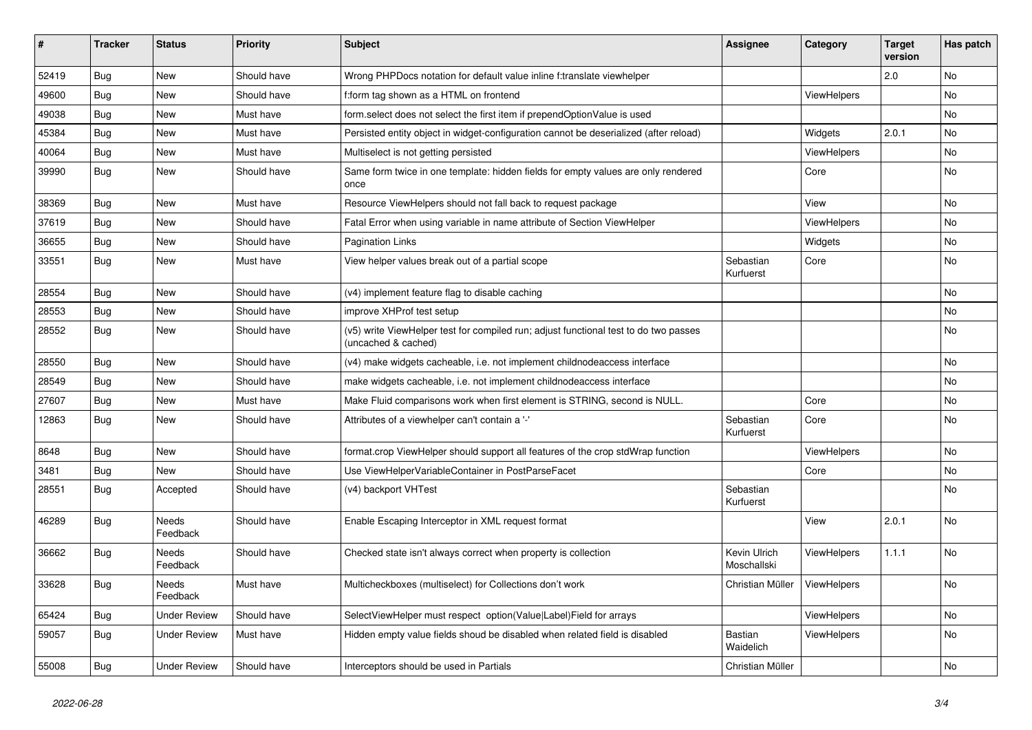| # | Tracker | Status | Priority | Subject | Assignee | Category | Target version | Has patch |
|---|---|---|---|---|---|---|---|---|
| 52419 | Bug | New | Should have | Wrong PHPDocs notation for default value inline f:translate viewhelper | | | 2.0 | No |
| 49600 | Bug | New | Should have | f:form tag shown as a HTML on frontend | | ViewHelpers | | No |
| 49038 | Bug | New | Must have | form.select does not select the first item if prependOptionValue is used | | | | No |
| 45384 | Bug | New | Must have | Persisted entity object in widget-configuration cannot be deserialized (after reload) | | Widgets | 2.0.1 | No |
| 40064 | Bug | New | Must have | Multiselect is not getting persisted | | ViewHelpers | | No |
| 39990 | Bug | New | Should have | Same form twice in one template: hidden fields for empty values are only rendered once | | Core | | No |
| 38369 | Bug | New | Must have | Resource ViewHelpers should not fall back to request package | | View | | No |
| 37619 | Bug | New | Should have | Fatal Error when using variable in name attribute of Section ViewHelper | | ViewHelpers | | No |
| 36655 | Bug | New | Should have | Pagination Links | | Widgets | | No |
| 33551 | Bug | New | Must have | View helper values break out of a partial scope | Sebastian Kurfuerst | Core | | No |
| 28554 | Bug | New | Should have | (v4) implement feature flag to disable caching | | | | No |
| 28553 | Bug | New | Should have | improve XHProf test setup | | | | No |
| 28552 | Bug | New | Should have | (v5) write ViewHelper test for compiled run; adjust functional test to do two passes (uncached & cached) | | | | No |
| 28550 | Bug | New | Should have | (v4) make widgets cacheable, i.e. not implement childnodeaccess interface | | | | No |
| 28549 | Bug | New | Should have | make widgets cacheable, i.e. not implement childnodeaccess interface | | | | No |
| 27607 | Bug | New | Must have | Make Fluid comparisons work when first element is STRING, second is NULL. | | Core | | No |
| 12863 | Bug | New | Should have | Attributes of a viewhelper can't contain a '-' | Sebastian Kurfuerst | Core | | No |
| 8648 | Bug | New | Should have | format.crop ViewHelper should support all features of the crop stdWrap function | | ViewHelpers | | No |
| 3481 | Bug | New | Should have | Use ViewHelperVariableContainer in PostParseFacet | | Core | | No |
| 28551 | Bug | Accepted | Should have | (v4) backport VHTest | Sebastian Kurfuerst | | | No |
| 46289 | Bug | Needs Feedback | Should have | Enable Escaping Interceptor in XML request format | | View | 2.0.1 | No |
| 36662 | Bug | Needs Feedback | Should have | Checked state isn't always correct when property is collection | Kevin Ulrich Moschallski | ViewHelpers | 1.1.1 | No |
| 33628 | Bug | Needs Feedback | Must have | Multicheckboxes (multiselect) for Collections don't work | Christian Müller | ViewHelpers | | No |
| 65424 | Bug | Under Review | Should have | SelectViewHelper must respect option(Value\|Label)Field for arrays | | ViewHelpers | | No |
| 59057 | Bug | Under Review | Must have | Hidden empty value fields shoud be disabled when related field is disabled | Bastian Waidelich | ViewHelpers | | No |
| 55008 | Bug | Under Review | Should have | Interceptors should be used in Partials | Christian Müller | | | No |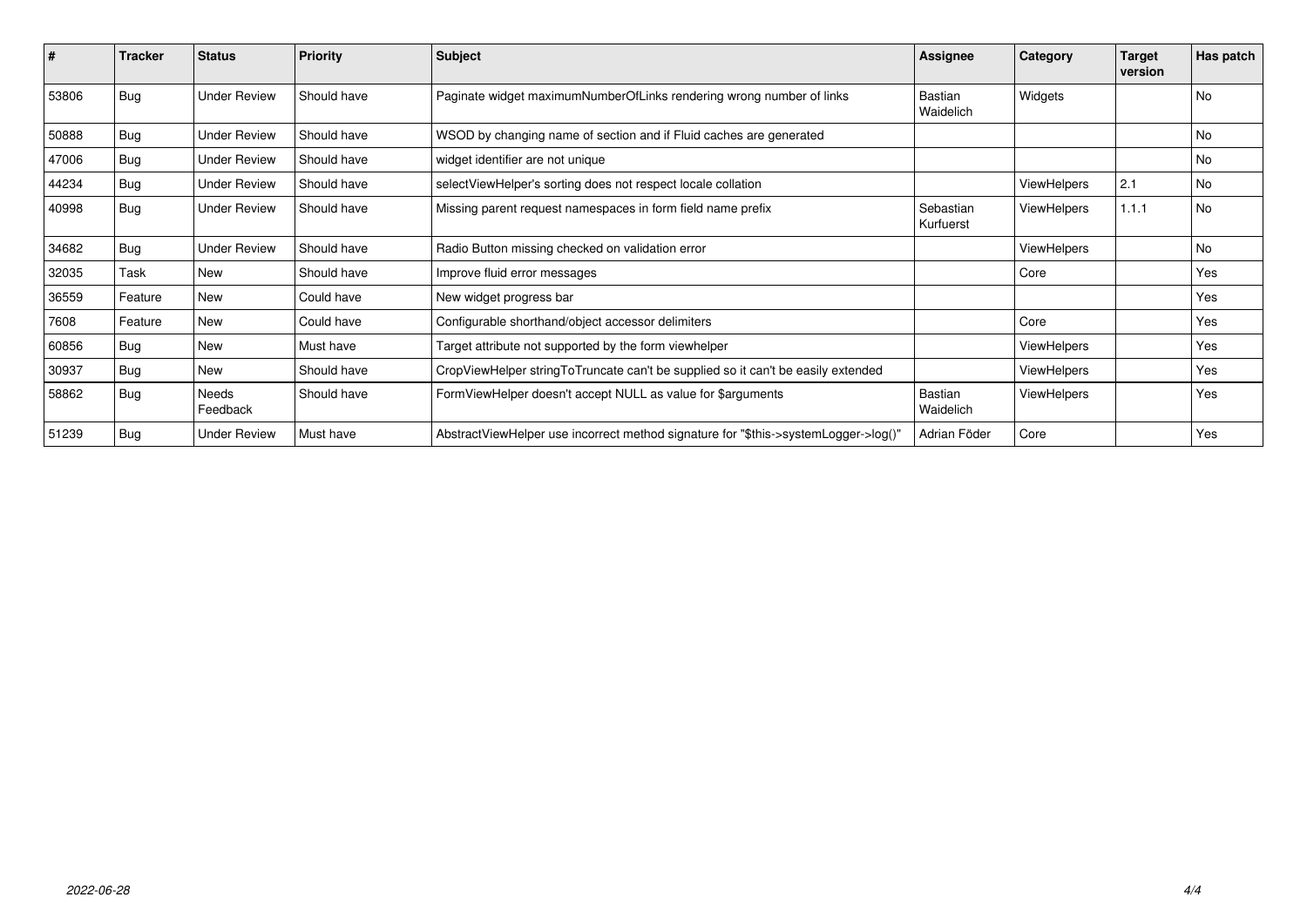| # | Tracker | Status | Priority | Subject | Assignee | Category | Target version | Has patch |
|---|---|---|---|---|---|---|---|---|
| 53806 | Bug | Under Review | Should have | Paginate widget maximumNumberOfLinks rendering wrong number of links | Bastian Waidelich | Widgets | | No |
| 50888 | Bug | Under Review | Should have | WSOD by changing name of section and if Fluid caches are generated | | | | No |
| 47006 | Bug | Under Review | Should have | widget identifier are not unique | | | | No |
| 44234 | Bug | Under Review | Should have | selectViewHelper's sorting does not respect locale collation | | ViewHelpers | 2.1 | No |
| 40998 | Bug | Under Review | Should have | Missing parent request namespaces in form field name prefix | Sebastian Kurfuerst | ViewHelpers | 1.1.1 | No |
| 34682 | Bug | Under Review | Should have | Radio Button missing checked on validation error | | ViewHelpers | | No |
| 32035 | Task | New | Should have | Improve fluid error messages | | Core | | Yes |
| 36559 | Feature | New | Could have | New widget progress bar | | | | Yes |
| 7608 | Feature | New | Could have | Configurable shorthand/object accessor delimiters | | Core | | Yes |
| 60856 | Bug | New | Must have | Target attribute not supported by the form viewhelper | | ViewHelpers | | Yes |
| 30937 | Bug | New | Should have | CropViewHelper stringToTruncate can't be supplied so it can't be easily extended | | ViewHelpers | | Yes |
| 58862 | Bug | Needs Feedback | Should have | FormViewHelper doesn't accept NULL as value for $arguments | Bastian Waidelich | ViewHelpers | | Yes |
| 51239 | Bug | Under Review | Must have | AbstractViewHelper use incorrect method signature for "$this->systemLogger->log()" | Adrian Föder | Core | | Yes |

2022-06-28